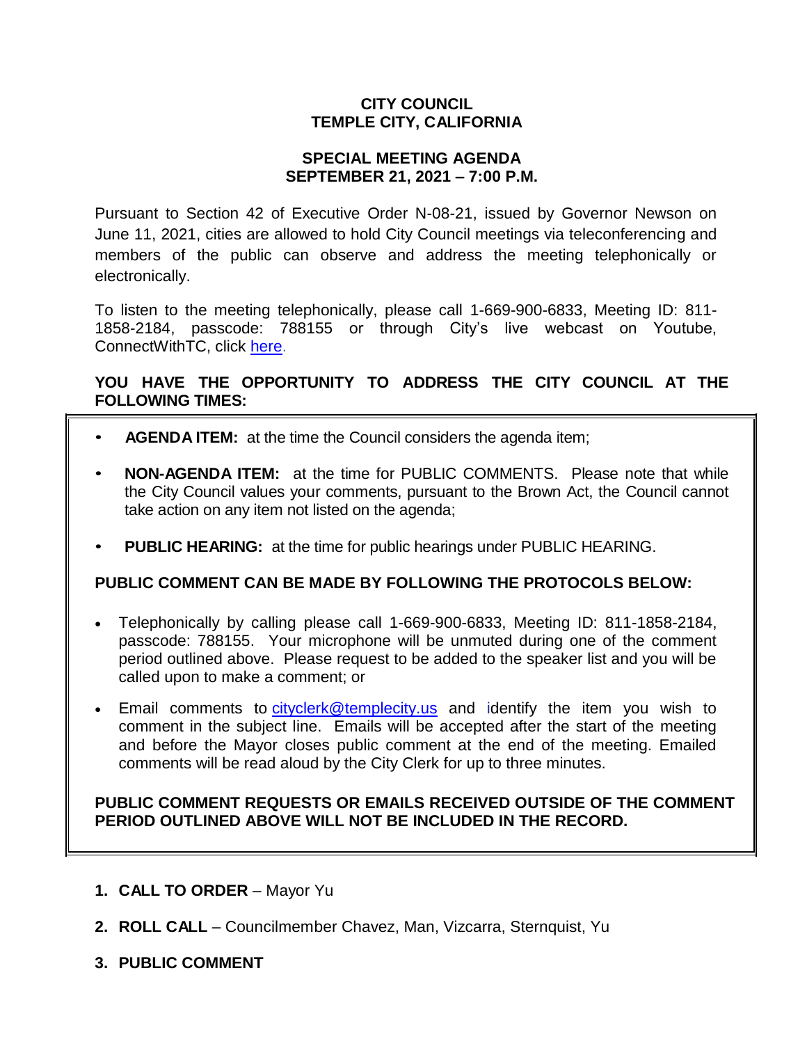**CITY COUNCIL**
**TEMPLE CITY, CALIFORNIA**

**SPECIAL MEETING AGENDA**
**SEPTEMBER 21, 2021 – 7:00 P.M.**

Pursuant to Section 42 of Executive Order N-08-21, issued by Governor Newson on June 11, 2021, cities are allowed to hold City Council meetings via teleconferencing and members of the public can observe and address the meeting telephonically or electronically.

To listen to the meeting telephonically, please call 1-669-900-6833, Meeting ID: 811-1858-2184, passcode: 788155 or through City's live webcast on Youtube, ConnectWithTC, click here.

**YOU HAVE THE OPPORTUNITY TO ADDRESS THE CITY COUNCIL AT THE FOLLOWING TIMES:**

- **AGENDA ITEM:** at the time the Council considers the agenda item;
- **NON-AGENDA ITEM:** at the time for PUBLIC COMMENTS. Please note that while the City Council values your comments, pursuant to the Brown Act, the Council cannot take action on any item not listed on the agenda;
- **PUBLIC HEARING:** at the time for public hearings under PUBLIC HEARING.

**PUBLIC COMMENT CAN BE MADE BY FOLLOWING THE PROTOCOLS BELOW:**

- Telephonically by calling please call 1-669-900-6833, Meeting ID: 811-1858-2184, passcode: 788155. Your microphone will be unmuted during one of the comment period outlined above. Please request to be added to the speaker list and you will be called upon to make a comment; or
- Email comments to cityclerk@templecity.us and identify the item you wish to comment in the subject line. Emails will be accepted after the start of the meeting and before the Mayor closes public comment at the end of the meeting. Emailed comments will be read aloud by the City Clerk for up to three minutes.

**PUBLIC COMMENT REQUESTS OR EMAILS RECEIVED OUTSIDE OF THE COMMENT PERIOD OUTLINED ABOVE WILL NOT BE INCLUDED IN THE RECORD.**

1. **CALL TO ORDER** – Mayor Yu
2. **ROLL CALL** – Councilmember Chavez, Man, Vizcarra, Sternquist, Yu
3. **PUBLIC COMMENT**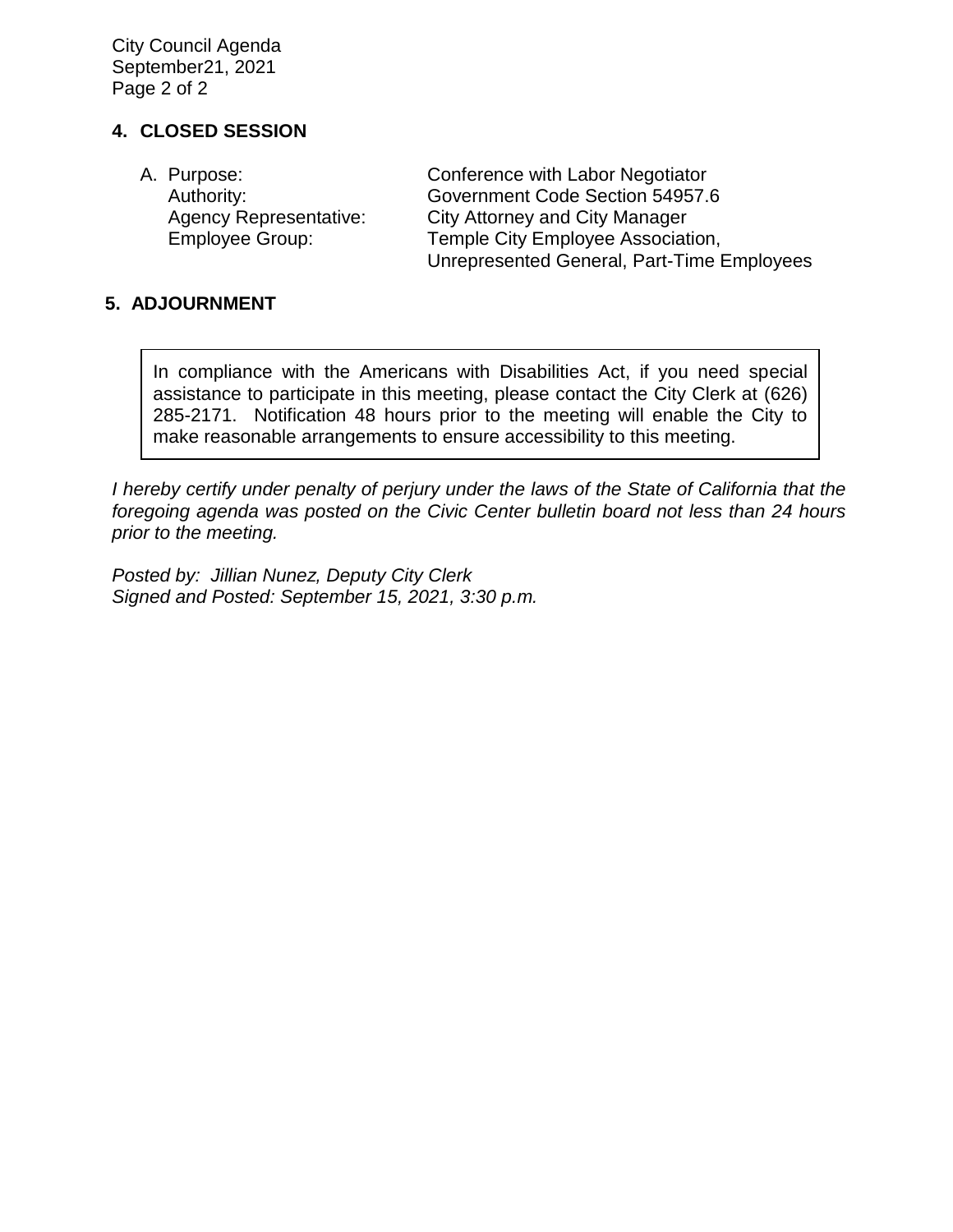## 4. CLOSED SESSION

A. Purpose: Conference with Labor Negotiator
   Authority: Government Code Section 54957.6
   Agency Representative: City Attorney and City Manager
   Employee Group: Temple City Employee Association, Unrepresented General, Part-Time Employees

## 5. ADJOURNMENT

In compliance with the Americans with Disabilities Act, if you need special assistance to participate in this meeting, please contact the City Clerk at (626) 285-2171. Notification 48 hours prior to the meeting will enable the City to make reasonable arrangements to ensure accessibility to this meeting.

*I hereby certify under penalty of perjury under the laws of the State of California that the foregoing agenda was posted on the Civic Center bulletin board not less than 24 hours prior to the meeting.*

*Posted by: Jillian Nunez, Deputy City Clerk*
*Signed and Posted: September 15, 2021, 3:30 p.m.*